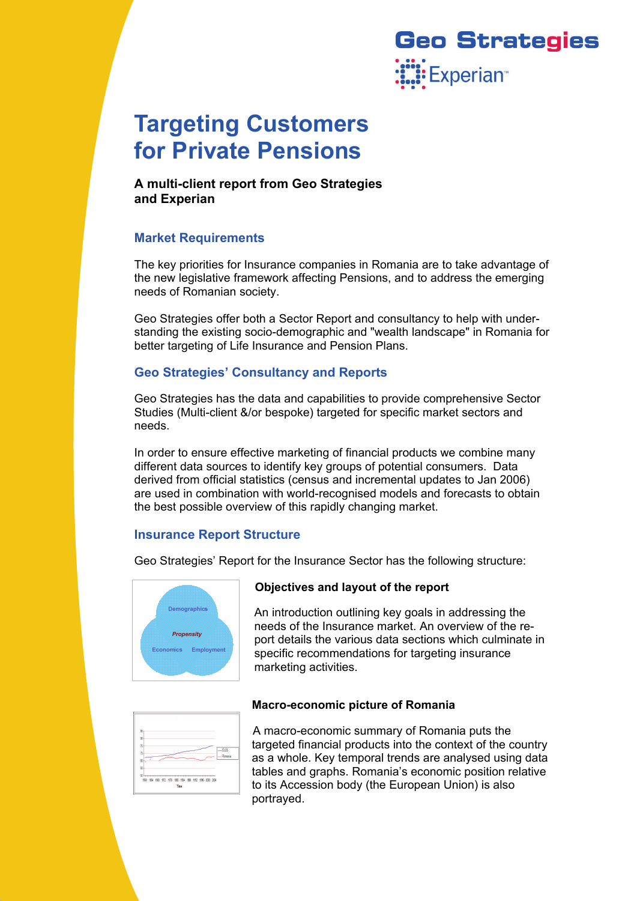Geo Strategies

Experian

# Targeting Customers for Private Pensions

**A multi-client report from Geo Strategies and Experian**

## Market Requirements

The key priorities for Insurance companies in Romania are to take advantage of the new legislative framework affecting Pensions, and to address the emerging needs of Romanian society.

Geo Strategies offer both a Sector Report and consultancy to help with understanding the existing socio-demographic and "wealth landscape" in Romania for better targeting of Life Insurance and Pension Plans.

## Geo Strategies' Consultancy and Reports

Geo Strategies has the data and capabilities to provide comprehensive Sector Studies (Multi-client &/or bespoke) targeted for specific market sectors and needs.

In order to ensure effective marketing of financial products we combine many different data sources to identify key groups of potential consumers. Data derived from official statistics (census and incremental updates to Jan 2006) are used in combination with world-recognised models and forecasts to obtain the best possible overview of this rapidly changing market.

## Insurance Report Structure

Geo Strategies' Report for the Insurance Sector has the following structure:

### Objectives and layout of the report

An introduction outlining key goals in addressing the needs of the Insurance market. An overview of the report details the various data sections which culminate in specific recommendations for targeting insurance marketing activities.

### Macro-economic picture of Romania

A macro-economic summary of Romania puts the targeted financial products into the context of the country as a whole. Key temporal trends are analysed using data tables and graphs. Romania's economic position relative to its Accession body (the European Union) is also portrayed.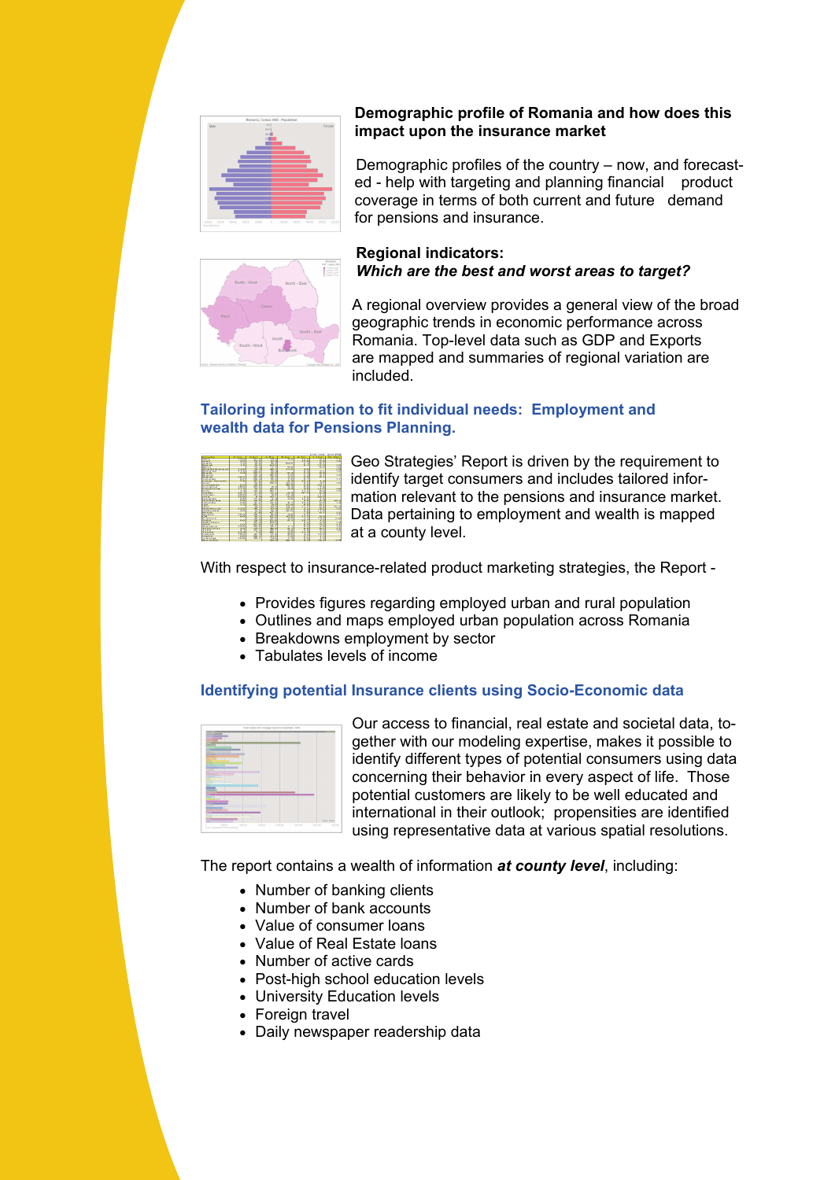### Demographic profile of Romania and how does this impact upon the insurance market

Demographic profiles of the country – now, and forecasted - help with targeting and planning financial product coverage in terms of both current and future demand for pensions and insurance.

### Regional indicators:
### *Which are the best and worst areas to target?*

A regional overview provides a general view of the broad geographic trends in economic performance across Romania. Top-level data such as GDP and Exports are mapped and summaries of regional variation are included.

## Tailoring information to fit individual needs: Employment and wealth data for Pensions Planning.

Geo Strategies' Report is driven by the requirement to identify target consumers and includes tailored information relevant to the pensions and insurance market. Data pertaining to employment and wealth is mapped at a county level.

With respect to insurance-related product marketing strategies, the Report -

- Provides figures regarding employed urban and rural population
- Outlines and maps employed urban population across Romania
- Breakdowns employment by sector
- Tabulates levels of income

## Identifying potential Insurance clients using Socio-Economic data

Our access to financial, real estate and societal data, together with our modeling expertise, makes it possible to identify different types of potential consumers using data concerning their behavior in every aspect of life. Those potential customers are likely to be well educated and international in their outlook; propensities are identified using representative data at various spatial resolutions.

The report contains a wealth of information ***at county level***, including:

- Number of banking clients
- Number of bank accounts
- Value of consumer loans
- Value of Real Estate loans
- Number of active cards
- Post-high school education levels
- University Education levels
- Foreign travel
- Daily newspaper readership data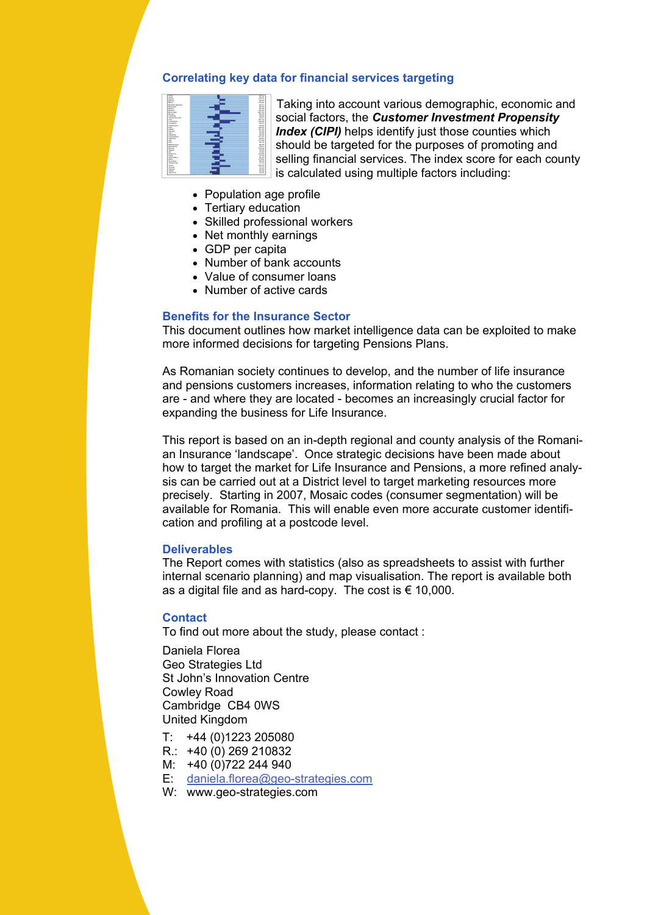### Correlating key data for financial services targeting

Taking into account various demographic, economic and social factors, the ***Customer Investment Propensity Index (CIPI)*** helps identify just those counties which should be targeted for the purposes of promoting and selling financial services. The index score for each county is calculated using multiple factors including:

- Population age profile
- Tertiary education
- Skilled professional workers
- Net monthly earnings
- GDP per capita
- Number of bank accounts
- Value of consumer loans
- Number of active cards

### Benefits for the Insurance Sector

This document outlines how market intelligence data can be exploited to make more informed decisions for targeting Pensions Plans.

As Romanian society continues to develop, and the number of life insurance and pensions customers increases, information relating to who the customers are - and where they are located - becomes an increasingly crucial factor for expanding the business for Life Insurance.

This report is based on an in-depth regional and county analysis of the Romanian Insurance 'landscape'. Once strategic decisions have been made about how to target the market for Life Insurance and Pensions, a more refined analysis can be carried out at a District level to target marketing resources more precisely. Starting in 2007, Mosaic codes (consumer segmentation) will be available for Romania. This will enable even more accurate customer identification and profiling at a postcode level.

### Deliverables

The Report comes with statistics (also as spreadsheets to assist with further internal scenario planning) and map visualisation. The report is available both as a digital file and as hard-copy. The cost is € 10,000.

### Contact

To find out more about the study, please contact :

Daniela Florea
Geo Strategies Ltd
St John's Innovation Centre
Cowley Road
Cambridge CB4 0WS
United Kingdom

T: +44 (0)1223 205080
R.: +40 (0) 269 210832
M: +40 (0)722 244 940
E: daniela.florea@geo-strategies.com
W: www.geo-strategies.com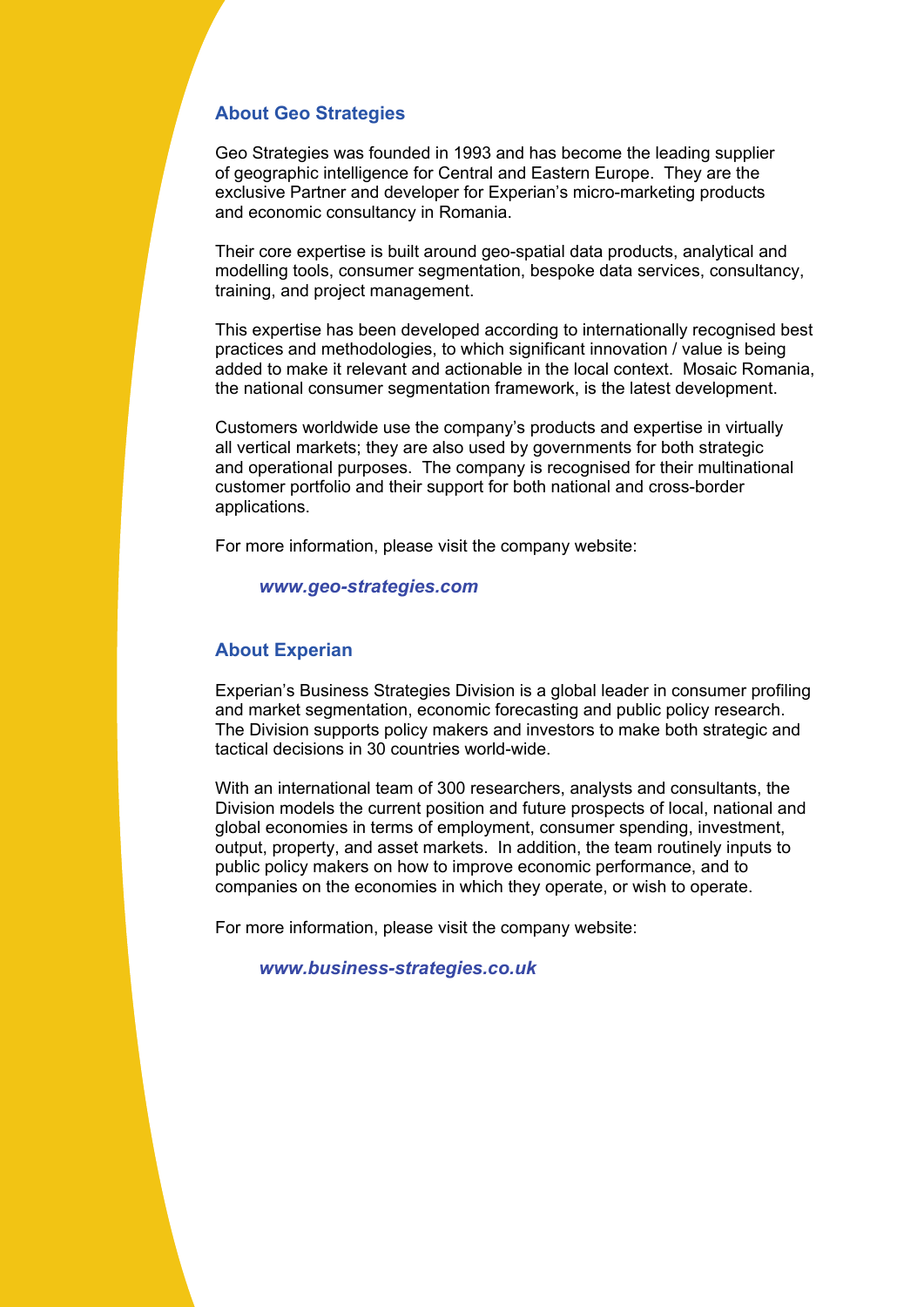## About Geo Strategies

Geo Strategies was founded in 1993 and has become the leading supplier of geographic intelligence for Central and Eastern Europe. They are the exclusive Partner and developer for Experian's micro-marketing products and economic consultancy in Romania.

Their core expertise is built around geo-spatial data products, analytical and modelling tools, consumer segmentation, bespoke data services, consultancy, training, and project management.

This expertise has been developed according to internationally recognised best practices and methodologies, to which significant innovation / value is being added to make it relevant and actionable in the local context. Mosaic Romania, the national consumer segmentation framework, is the latest development.

Customers worldwide use the company's products and expertise in virtually all vertical markets; they are also used by governments for both strategic and operational purposes. The company is recognised for their multinational customer portfolio and their support for both national and cross-border applications.

For more information, please visit the company website:

***www.geo-strategies.com***

## About Experian

Experian's Business Strategies Division is a global leader in consumer profiling and market segmentation, economic forecasting and public policy research. The Division supports policy makers and investors to make both strategic and tactical decisions in 30 countries world-wide.

With an international team of 300 researchers, analysts and consultants, the Division models the current position and future prospects of local, national and global economies in terms of employment, consumer spending, investment, output, property, and asset markets. In addition, the team routinely inputs to public policy makers on how to improve economic performance, and to companies on the economies in which they operate, or wish to operate.

For more information, please visit the company website:

***www.business-strategies.co.uk***